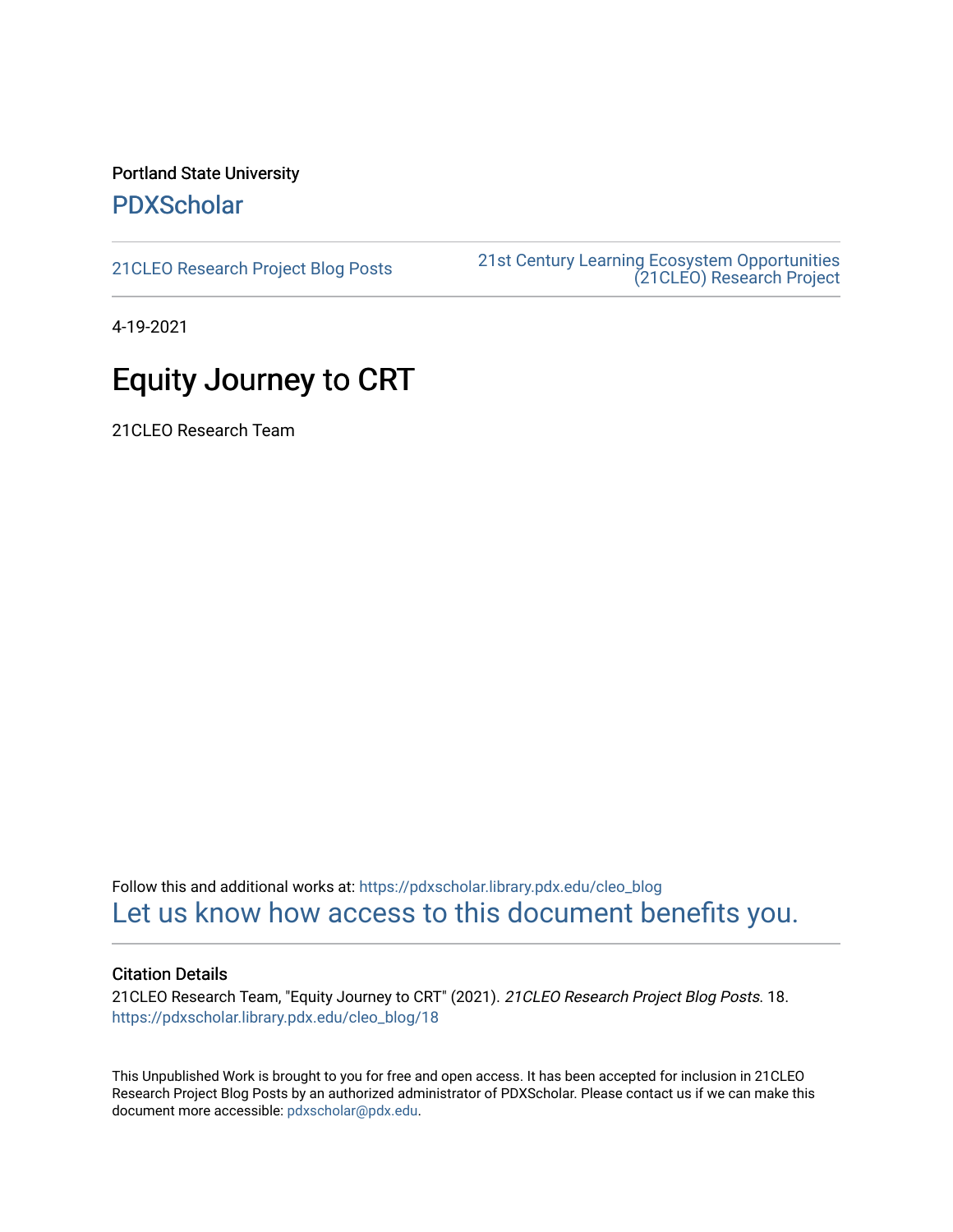Portland State University

# PDXScholar

21CLEO Research Project Blog Posts

21st Century Learning Ecosystem Opportunities (21CLEO) Research Project

4-19-2021

# Equity Journey to CRT

21CLEO Research Team

Follow this and additional works at: https://pdxscholar.library.pdx.edu/cleo_blog

Let us know how access to this document benefits you.

### Citation Details

21CLEO Research Team, "Equity Journey to CRT" (2021). *21CLEO Research Project Blog Posts*. 18.
https://pdxscholar.library.pdx.edu/cleo_blog/18

This Unpublished Work is brought to you for free and open access. It has been accepted for inclusion in 21CLEO Research Project Blog Posts by an authorized administrator of PDXScholar. Please contact us if we can make this document more accessible: pdxscholar@pdx.edu.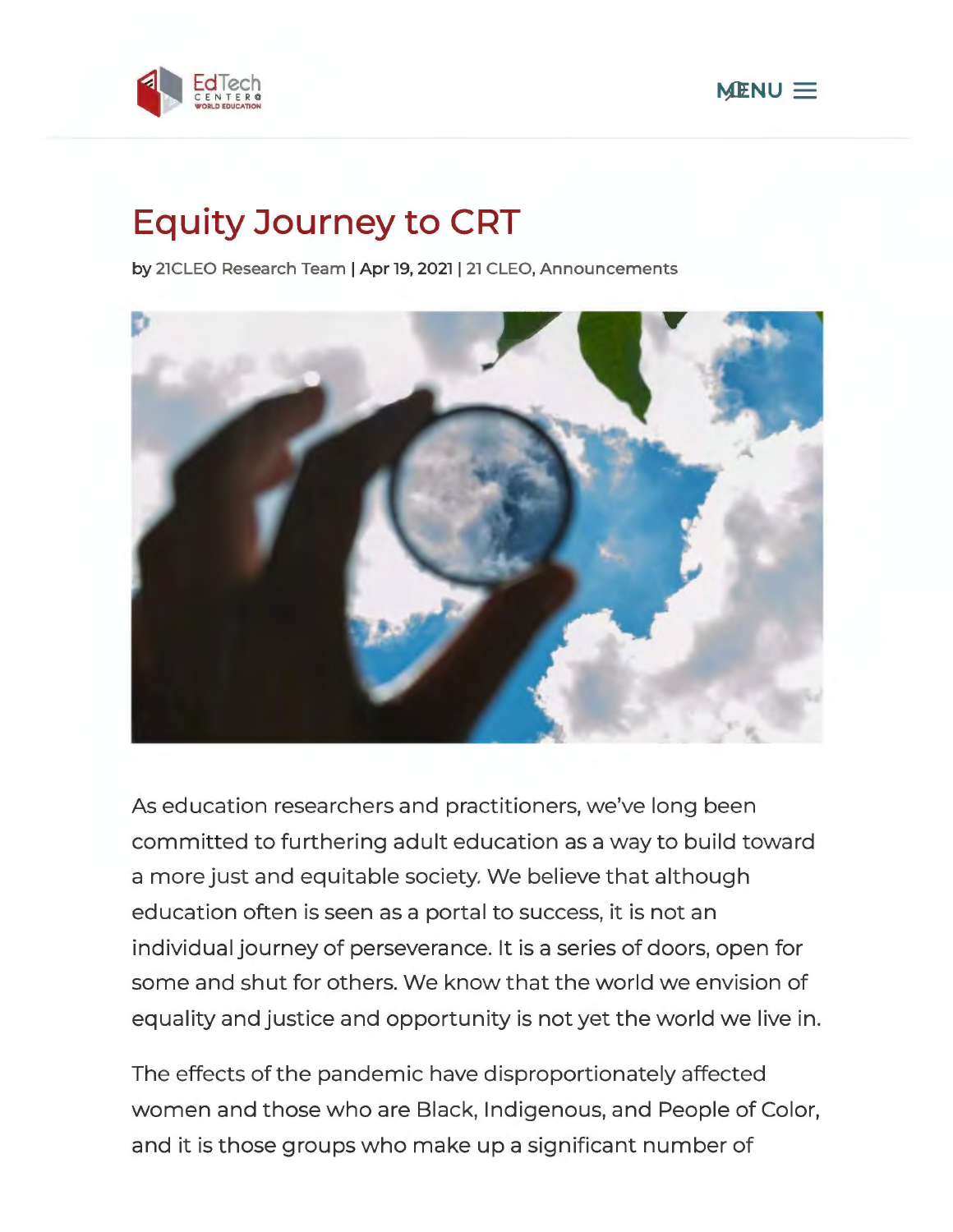# Equity Journey to CRT

by 21CLEO Research Team | Apr 19, 2021 | 21 CLEO, Announcements

As education researchers and practitioners, we've long been committed to furthering adult education as a way to build toward a more just and equitable society. We believe that although education often is seen as a portal to success, it is not an individual journey of perseverance. It is a series of doors, open for some and shut for others. We know that the world we envision of equality and justice and opportunity is not yet the world we live in.

The effects of the pandemic have disproportionately affected women and those who are Black, Indigenous, and People of Color, and it is those groups who make up a significant number of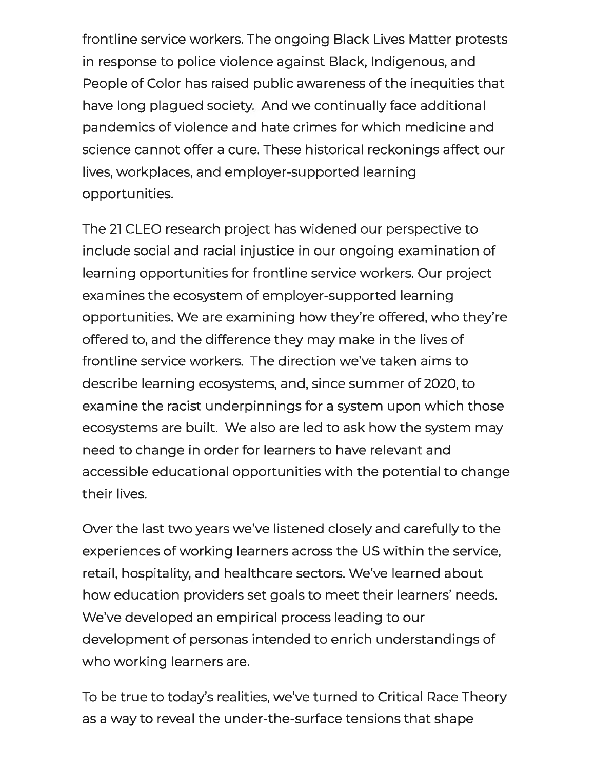frontline service workers. The ongoing Black Lives Matter protests in response to police violence against Black, Indigenous, and People of Color has raised public awareness of the inequities that have long plagued society. And we continually face additional pandemics of violence and hate crimes for which medicine and science cannot offer a cure. These historical reckonings affect our lives, workplaces, and employer-supported learning opportunities.

The 21 CLEO research project has widened our perspective to include social and racial injustice in our ongoing examination of learning opportunities for frontline service workers. Our project examines the ecosystem of employer-supported learning opportunities. We are examining how they're offered, who they're offered to, and the difference they may make in the lives of frontline service workers. The direction we've taken aims to describe learning ecosystems, and, since summer of 2020, to examine the racist underpinnings for a system upon which those ecosystems are built. We also are led to ask how the system may need to change in order for learners to have relevant and accessible educational opportunities with the potential to change their lives.

Over the last two years we've listened closely and carefully to the experiences of working learners across the US within the service, retail, hospitality, and healthcare sectors. We've learned about how education providers set goals to meet their learners' needs. We've developed an empirical process leading to our development of personas intended to enrich understandings of who working learners are.

To be true to today's realities, we've turned to Critical Race Theory as a way to reveal the under-the-surface tensions that shape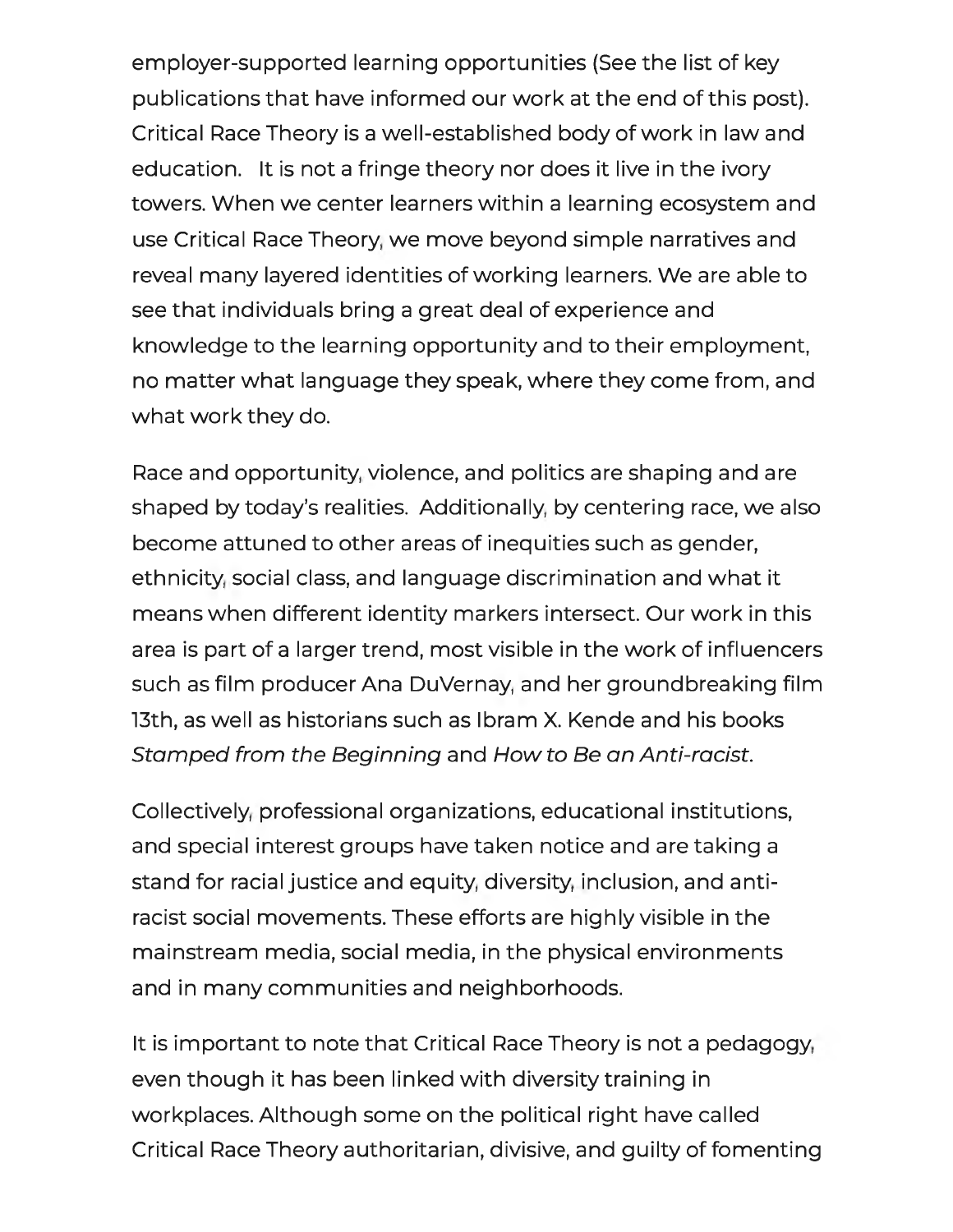employer-supported learning opportunities (See the list of key publications that have informed our work at the end of this post). Critical Race Theory is a well-established body of work in law and education. It is not a fringe theory nor does it live in the ivory towers. When we center learners within a learning ecosystem and use Critical Race Theory, we move beyond simple narratives and reveal many layered identities of working learners. We are able to see that individuals bring a great deal of experience and knowledge to the learning opportunity and to their employment, no matter what language they speak, where they come from, and what work they do.

Race and opportunity, violence, and politics are shaping and are shaped by today's realities. Additionally, by centering race, we also become attuned to other areas of inequities such as gender, ethnicity, social class, and language discrimination and what it means when different identity markers intersect. Our work in this area is part of a larger trend, most visible in the work of influencers such as film producer Ana DuVernay, and her groundbreaking film 13th, as well as historians such as Ibram X. Kende and his books *Stamped from the Beginning* and *How to Be an Anti-racist*.

Collectively, professional organizations, educational institutions, and special interest groups have taken notice and are taking a stand for racial justice and equity, diversity, inclusion, and anti-racist social movements. These efforts are highly visible in the mainstream media, social media, in the physical environments and in many communities and neighborhoods.

It is important to note that Critical Race Theory is not a pedagogy, even though it has been linked with diversity training in workplaces. Although some on the political right have called Critical Race Theory authoritarian, divisive, and guilty of fomenting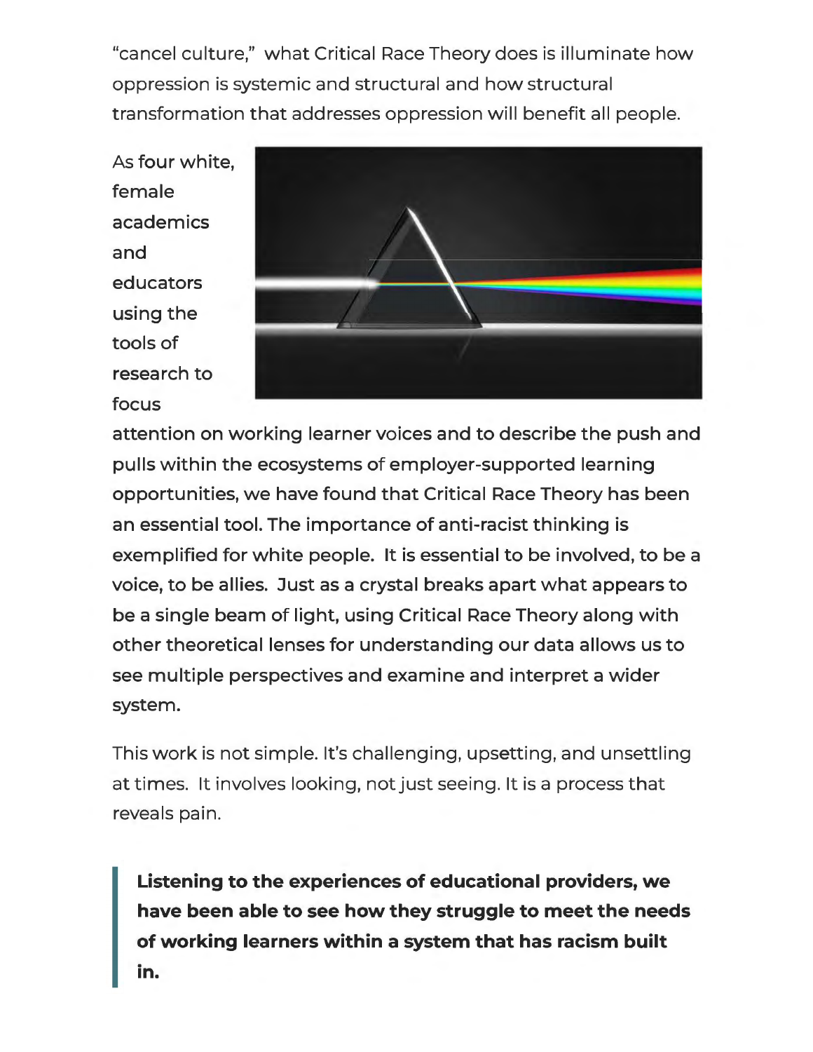"cancel culture," what Critical Race Theory does is illuminate how oppression is systemic and structural and how structural transformation that addresses oppression will benefit all people.

**As four white, female academics and educators using the tools of research to focus attention on working learner voices and to describe the push and pulls within the ecosystems of employer-supported learning opportunities, we have found that Critical Race Theory has been an essential tool. The importance of anti-racist thinking is exemplified for white people. It is essential to be involved, to be a voice, to be allies. Just as a crystal breaks apart what appears to be a single beam of light, using Critical Race Theory along with other theoretical lenses for understanding our data allows us to see multiple perspectives and examine and interpret a wider system.**

This work is not simple. It's challenging, upsetting, and unsettling at times. It involves looking, not just seeing. It is a process that reveals pain.

> **Listening to the experiences of educational providers, we have been able to see how they struggle to meet the needs of working learners within a system that has racism built in.**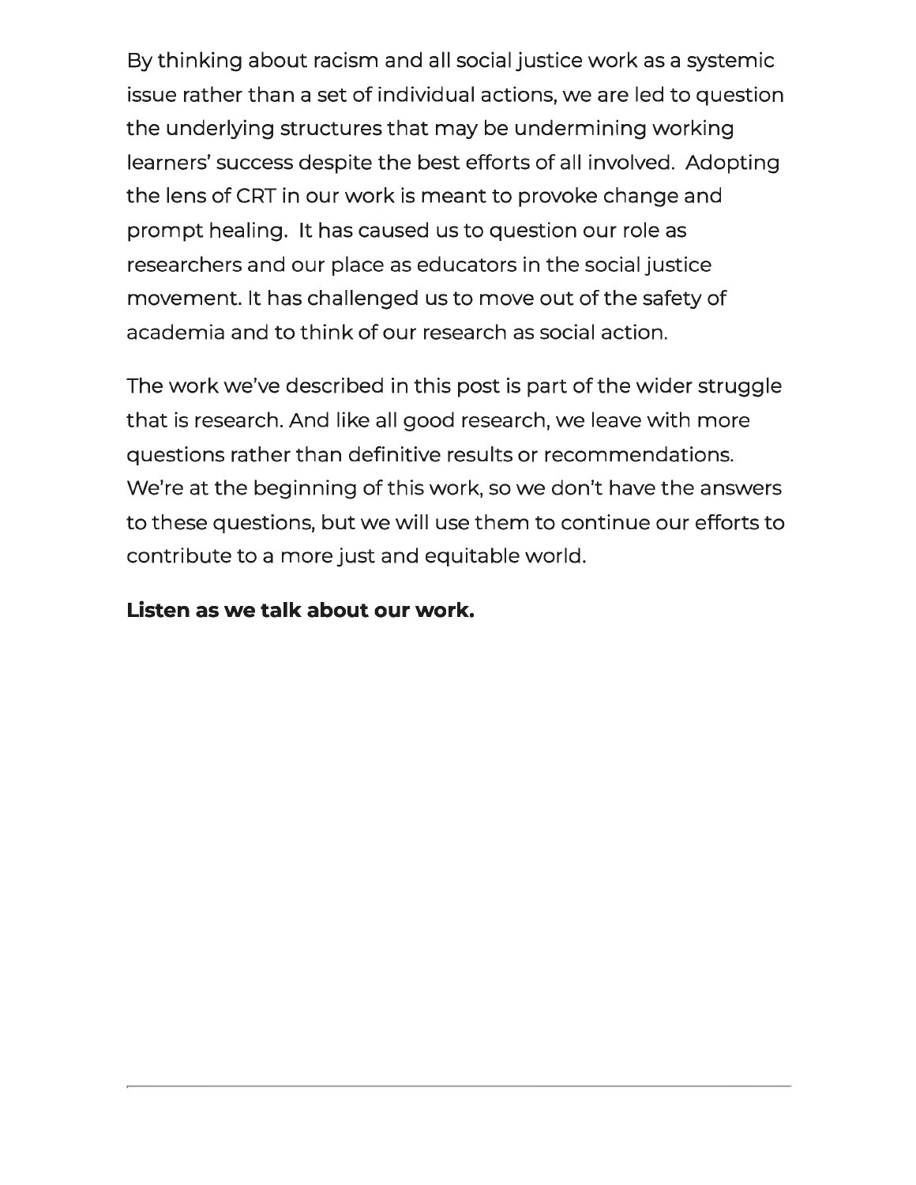By thinking about racism and all social justice work as a systemic issue rather than a set of individual actions, we are led to question the underlying structures that may be undermining working learners' success despite the best efforts of all involved. Adopting the lens of CRT in our work is meant to provoke change and prompt healing. It has caused us to question our role as researchers and our place as educators in the social justice movement. It has challenged us to move out of the safety of academia and to think of our research as social action.

The work we've described in this post is part of the wider struggle that is research. And like all good research, we leave with more questions rather than definitive results or recommendations. We're at the beginning of this work, so we don't have the answers to these questions, but we will use them to continue our efforts to contribute to a more just and equitable world.

**Listen as we talk about our work.**

---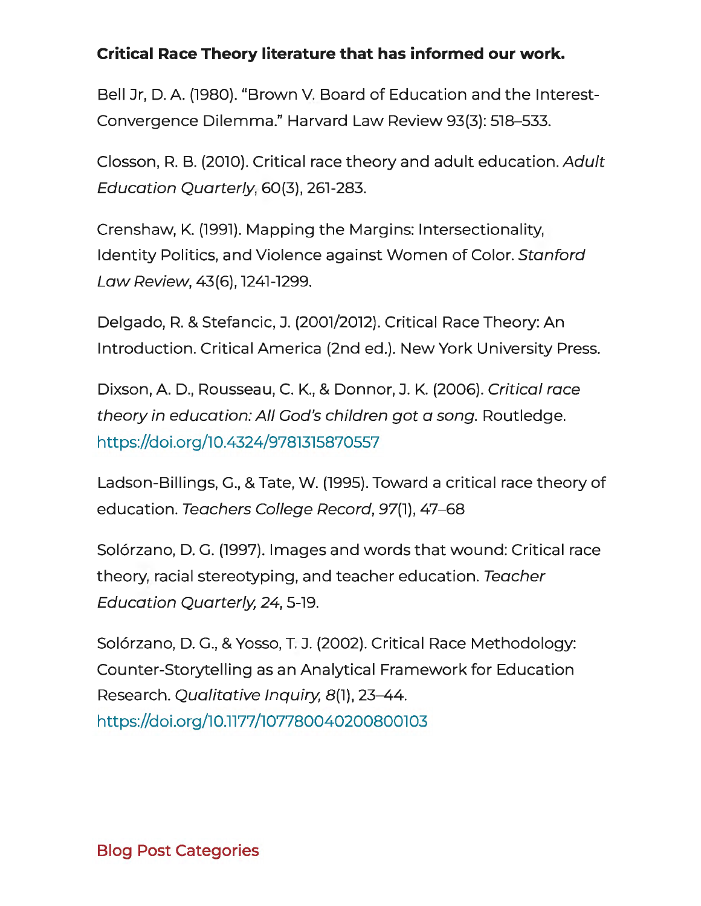**Critical Race Theory literature that has informed our work.**

Bell Jr, D. A. (1980). "Brown V. Board of Education and the Interest-Convergence Dilemma." Harvard Law Review 93(3): 518–533.

Closson, R. B. (2010). Critical race theory and adult education. *Adult Education Quarterly*, 60(3), 261-283.

Crenshaw, K. (1991). Mapping the Margins: Intersectionality, Identity Politics, and Violence against Women of Color. *Stanford Law Review*, 43(6), 1241-1299.

Delgado, R. & Stefancic, J. (2001/2012). Critical Race Theory: An Introduction. Critical America (2nd ed.). New York University Press.

Dixson, A. D., Rousseau, C. K., & Donnor, J. K. (2006). *Critical race theory in education: All God's children got a song*. Routledge. https://doi.org/10.4324/9781315870557

Ladson-Billings, G., & Tate, W. (1995). Toward a critical race theory of education. *Teachers College Record*, *97*(1), 47–68

Solórzano, D. G. (1997). Images and words that wound: Critical race theory, racial stereotyping, and teacher education. *Teacher Education Quarterly, 24*, 5-19.

Solórzano, D. G., & Yosso, T. J. (2002). Critical Race Methodology: Counter-Storytelling as an Analytical Framework for Education Research. *Qualitative Inquiry, 8*(1), 23–44. https://doi.org/10.1177/107780040200800103

Blog Post Categories